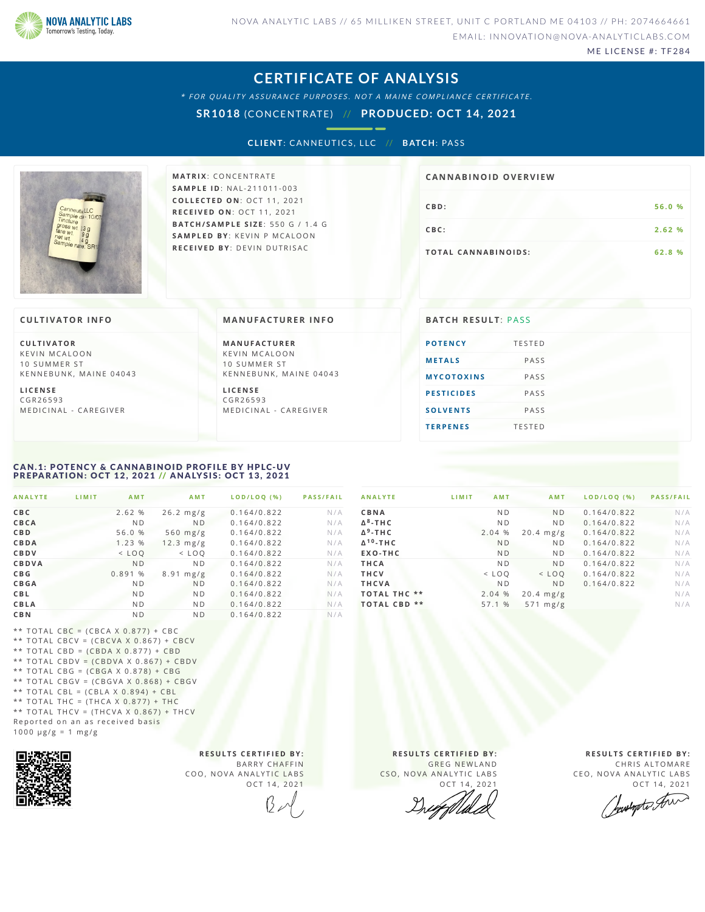NOVA ANALYTIC LABS
Tomorrow's Testing, Today.

NOVA ANALYTIC LABS // 65 MILLIKEN STREET, UNIT C PORTLAND ME 04103 // PH: 2074664661
EMAIL: INNOVATION@NOVA-ANALYTICLABS.COM
ME LICENSE #: TF284

# CERTIFICATE OF ANALYSIS

*\* FOR QUALITY ASSURANCE PURPOSES. NOT A MAINE COMPLIANCE CERTIFICATE.*

**SR1018** (CONCENTRATE) // **PRODUCED: OCT 14, 2021**

**CLIENT**: CANNEUTICS, LLC // **BATCH**: PASS

**MATRIX**: CONCENTRATE
**SAMPLE ID**: NAL-211011-003
**COLLECTED ON**: OCT 11, 2021
**RECEIVED ON**: OCT 11, 2021
**BATCH/SAMPLE SIZE**: 550 G / 1.4 G
**SAMPLED BY**: KEVIN P MCALOON
**RECEIVED BY**: DEVIN DUTRISAC

## CANNABINOID OVERVIEW

| | |
|---|---|
| CBD: | 56.0 % |
| CBC: | 2.62 % |
| TOTAL CANNABINOIDS: | 62.8 % |

## CULTIVATOR INFO

**CULTIVATOR**
KEVIN MCALOON
10 SUMMER ST
KENNEBUNK, MAINE 04043

**LICENSE**
CGR26593
MEDICINAL - CAREGIVER

## MANUFACTURER INFO

**MANUFACTURER**
KEVIN MCALOON
10 SUMMER ST
KENNEBUNK, MAINE 04043

**LICENSE**
CGR26593
MEDICINAL - CAREGIVER

## BATCH RESULT: PASS

| | |
|---|---|
| POTENCY | TESTED |
| METALS | PASS |
| MYCOTOXINS | PASS |
| PESTICIDES | PASS |
| SOLVENTS | PASS |
| TERPENES | TESTED |

## CAN.1: POTENCY & CANNABINOID PROFILE BY HPLC-UV
## PREPARATION: OCT 12, 2021 // ANALYSIS: OCT 13, 2021

| ANALYTE | LIMIT | AMT | AMT | LOD/LOQ (%) | PASS/FAIL |
|---|---|---|---|---|---|
| CBC | | 2.62 % | 26.2 mg/g | 0.164/0.822 | N/A |
| CBCA | | ND | ND | 0.164/0.822 | N/A |
| CBD | | 56.0 % | 560 mg/g | 0.164/0.822 | N/A |
| CBDA | | 1.23 % | 12.3 mg/g | 0.164/0.822 | N/A |
| CBDV | | < LOQ | < LOQ | 0.164/0.822 | N/A |
| CBDVA | | ND | ND | 0.164/0.822 | N/A |
| CBG | | 0.891 % | 8.91 mg/g | 0.164/0.822 | N/A |
| CBGA | | ND | ND | 0.164/0.822 | N/A |
| CBL | | ND | ND | 0.164/0.822 | N/A |
| CBLA | | ND | ND | 0.164/0.822 | N/A |
| CBN | | ND | ND | 0.164/0.822 | N/A |
| CBNA | | ND | ND | 0.164/0.822 | N/A |
| Δ8-THC | | ND | ND | 0.164/0.822 | N/A |
| Δ9-THC | | 2.04 % | 20.4 mg/g | 0.164/0.822 | N/A |
| Δ10-THC | | ND | ND | 0.164/0.822 | N/A |
| EXO-THC | | ND | ND | 0.164/0.822 | N/A |
| THCA | | ND | ND | 0.164/0.822 | N/A |
| THCV | | < LOQ | < LOQ | 0.164/0.822 | N/A |
| THCVA | | ND | ND | 0.164/0.822 | N/A |
| TOTAL THC ** | | 2.04 % | 20.4 mg/g | | N/A |
| TOTAL CBD ** | | 57.1 % | 571 mg/g | | N/A |

** TOTAL CBC = (CBCA X 0.877) + CBC
** TOTAL CBCV = (CBCVA X 0.867) + CBCV
** TOTAL CBD = (CBDA X 0.877) + CBD
** TOTAL CBDV = (CBDVA X 0.867) + CBDV
** TOTAL CBG = (CBGA X 0.878) + CBG
** TOTAL CBGV = (CBGVA X 0.868) + CBGV
** TOTAL CBL = (CBLA X 0.894) + CBL
** TOTAL THC = (THCA X 0.877) + THC
** TOTAL THCV = (THCVA X 0.867) + THCV
Reported on an as received basis
1000 µg/g = 1 mg/g

**RESULTS CERTIFIED BY:**
BARRY CHAFFIN
COO, NOVA ANALYTIC LABS
OCT 14, 2021

**RESULTS CERTIFIED BY:**
GREG NEWLAND
CSO, NOVA ANALYTIC LABS
OCT 14, 2021

**RESULTS CERTIFIED BY:**
CHRIS ALTOMARE
CEO, NOVA ANALYTIC LABS
OCT 14, 2021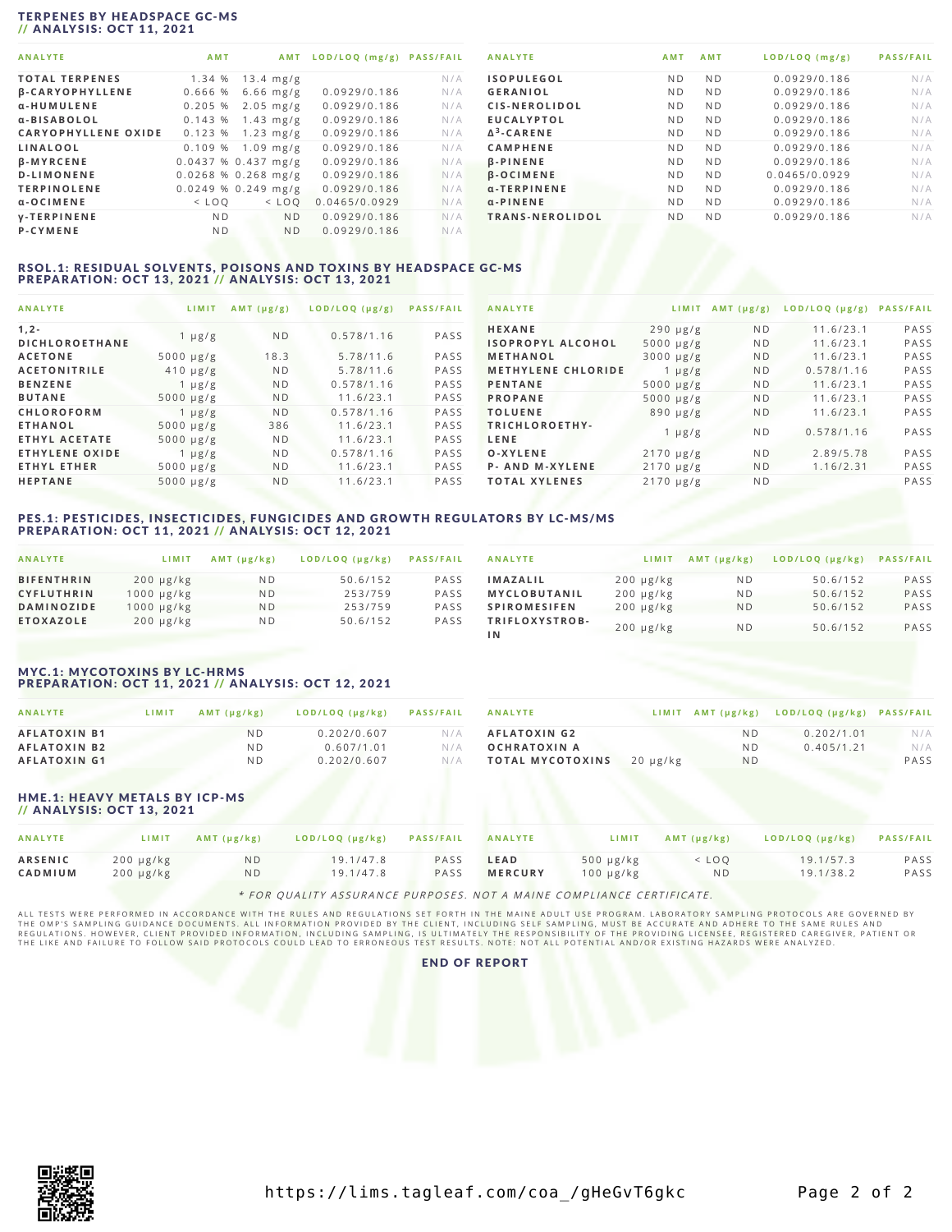## TERPENES BY HEADSPACE GC-MS
## // ANALYSIS: OCT 11, 2021

| ANALYTE | AMT | AMT | LOD/LOQ (mg/g) | PASS/FAIL |
|---|---|---|---|---|
| TOTAL TERPENES | 1.34 % | 13.4 mg/g | | N/A |
| β-CARYOPHYLLENE | 0.666 % | 6.66 mg/g | 0.0929/0.186 | N/A |
| α-HUMULENE | 0.205 % | 2.05 mg/g | 0.0929/0.186 | N/A |
| α-BISABOLOL | 0.143 % | 1.43 mg/g | 0.0929/0.186 | N/A |
| CARYOPHYLLENE OXIDE | 0.123 % | 1.23 mg/g | 0.0929/0.186 | N/A |
| LINALOOL | 0.109 % | 1.09 mg/g | 0.0929/0.186 | N/A |
| β-MYRCENE | 0.0437 % | 0.437 mg/g | 0.0929/0.186 | N/A |
| D-LIMONENE | 0.0268 % | 0.268 mg/g | 0.0929/0.186 | N/A |
| TERPINOLENE | 0.0249 % | 0.249 mg/g | 0.0929/0.186 | N/A |
| α-OCIMENE | < LOQ | < LOQ | 0.0465/0.0929 | N/A |
| γ-TERPINENE | ND | ND | 0.0929/0.186 | N/A |
| P-CYMENE | ND | ND | 0.0929/0.186 | N/A |
| ISOPULEGOL | ND | ND | 0.0929/0.186 | N/A |
| GERANIOL | ND | ND | 0.0929/0.186 | N/A |
| CIS-NEROLIDOL | ND | ND | 0.0929/0.186 | N/A |
| EUCALYPTOL | ND | ND | 0.0929/0.186 | N/A |
| Δ3-CARENE | ND | ND | 0.0929/0.186 | N/A |
| CAMPHENE | ND | ND | 0.0929/0.186 | N/A |
| β-PINENE | ND | ND | 0.0929/0.186 | N/A |
| β-OCIMENE | ND | ND | 0.0465/0.0929 | N/A |
| α-TERPINENE | ND | ND | 0.0929/0.186 | N/A |
| α-PINENE | ND | ND | 0.0929/0.186 | N/A |
| TRANS-NEROLIDOL | ND | ND | 0.0929/0.186 | N/A |

## RSOL.1: RESIDUAL SOLVENTS, POISONS AND TOXINS BY HEADSPACE GC-MS
## PREPARATION: OCT 13, 2021 // ANALYSIS: OCT 13, 2021

| ANALYTE | LIMIT | AMT (μg/g) | LOD/LOQ (μg/g) | PASS/FAIL |
|---|---|---|---|---|
| 1,2-DICHLOROETHANE | 1 μg/g | ND | 0.578/1.16 | PASS |
| ACETONE | 5000 μg/g | 18.3 | 5.78/11.6 | PASS |
| ACETONITRILE | 410 μg/g | ND | 5.78/11.6 | PASS |
| BENZENE | 1 μg/g | ND | 0.578/1.16 | PASS |
| BUTANE | 5000 μg/g | ND | 11.6/23.1 | PASS |
| CHLOROFORM | 1 μg/g | ND | 0.578/1.16 | PASS |
| ETHANOL | 5000 μg/g | 386 | 11.6/23.1 | PASS |
| ETHYL ACETATE | 5000 μg/g | ND | 11.6/23.1 | PASS |
| ETHYLENE OXIDE | 1 μg/g | ND | 0.578/1.16 | PASS |
| ETHYL ETHER | 5000 μg/g | ND | 11.6/23.1 | PASS |
| HEPTANE | 5000 μg/g | ND | 11.6/23.1 | PASS |
| HEXANE | 290 μg/g | ND | 11.6/23.1 | PASS |
| ISOPROPYL ALCOHOL | 5000 μg/g | ND | 11.6/23.1 | PASS |
| METHANOL | 3000 μg/g | ND | 11.6/23.1 | PASS |
| METHYLENE CHLORIDE | 1 μg/g | ND | 0.578/1.16 | PASS |
| PENTANE | 5000 μg/g | ND | 11.6/23.1 | PASS |
| PROPANE | 5000 μg/g | ND | 11.6/23.1 | PASS |
| TOLUENE | 890 μg/g | ND | 11.6/23.1 | PASS |
| TRICHLOROETHYLENE | 1 μg/g | ND | 0.578/1.16 | PASS |
| O-XYLENE | 2170 μg/g | ND | 2.89/5.78 | PASS |
| P- AND M-XYLENE | 2170 μg/g | ND | 1.16/2.31 | PASS |
| TOTAL XYLENES | 2170 μg/g | ND | | PASS |

## PES.1: PESTICIDES, INSECTICIDES, FUNGICIDES AND GROWTH REGULATORS BY LC-MS/MS
## PREPARATION: OCT 11, 2021 // ANALYSIS: OCT 12, 2021

| ANALYTE | LIMIT | AMT (μg/kg) | LOD/LOQ (μg/kg) | PASS/FAIL |
|---|---|---|---|---|
| BIFENTHRIN | 200 μg/kg | ND | 50.6/152 | PASS |
| CYFLUTHRIN | 1000 μg/kg | ND | 253/759 | PASS |
| DAMINOZIDE | 1000 μg/kg | ND | 253/759 | PASS |
| ETOXAZOLE | 200 μg/kg | ND | 50.6/152 | PASS |
| IMAZALIL | 200 μg/kg | ND | 50.6/152 | PASS |
| MYCLOBUTANIL | 200 μg/kg | ND | 50.6/152 | PASS |
| SPIROMESIFEN | 200 μg/kg | ND | 50.6/152 | PASS |
| TRIFLOXYSTROBIN | 200 μg/kg | ND | 50.6/152 | PASS |

## MYC.1: MYCOTOXINS BY LC-HRMS
## PREPARATION: OCT 11, 2021 // ANALYSIS: OCT 12, 2021

| ANALYTE | LIMIT | AMT (μg/kg) | LOD/LOQ (μg/kg) | PASS/FAIL |
|---|---|---|---|---|
| AFLATOXIN B1 | | ND | 0.202/0.607 | N/A |
| AFLATOXIN B2 | | ND | 0.607/1.01 | N/A |
| AFLATOXIN G1 | | ND | 0.202/0.607 | N/A |
| AFLATOXIN G2 | | ND | 0.202/1.01 | N/A |
| OCHRATOXIN A | | ND | 0.405/1.21 | N/A |
| TOTAL MYCOTOXINS | 20 μg/kg | ND | | PASS |

## HME.1: HEAVY METALS BY ICP-MS
## // ANALYSIS: OCT 13, 2021

| ANALYTE | LIMIT | AMT (μg/kg) | LOD/LOQ (μg/kg) | PASS/FAIL |
|---|---|---|---|---|
| ARSENIC | 200 μg/kg | ND | 19.1/47.8 | PASS |
| CADMIUM | 200 μg/kg | ND | 19.1/47.8 | PASS |
| LEAD | 500 μg/kg | < LOQ | 19.1/57.3 | PASS |
| MERCURY | 100 μg/kg | ND | 19.1/38.2 | PASS |

*\* FOR QUALITY ASSURANCE PURPOSES. NOT A MAINE COMPLIANCE CERTIFICATE.*

ALL TESTS WERE PERFORMED IN ACCORDANCE WITH THE RULES AND REGULATIONS SET FORTH IN THE MAINE ADULT USE PROGRAM. LABORATORY SAMPLING PROTOCOLS ARE GOVERNED BY THE OMP'S SAMPLING GUIDANCE DOCUMENTS. ALL INFORMATION PROVIDED BY THE CLIENT, INCLUDING SELF SAMPLING, MUST BE ACCURATE AND ADHERE TO THE SAME RULES AND REGULATIONS. HOWEVER, CLIENT PROVIDED INFORMATION, INCLUDING SAMPLING, IS ULTIMATELY THE RESPONSIBILITY OF THE PROVIDING LICENSEE, REGISTERED CAREGIVER, PATIENT OR THE LIKE AND FAILURE TO FOLLOW SAID PROTOCOLS COULD LEAD TO ERRONEOUS TEST RESULTS. NOTE: NOT ALL POTENTIAL AND/OR EXISTING HAZARDS WERE ANALYZED.

**END OF REPORT**

https://lims.tagleaf.com/coa_/gHeGvT6gkc